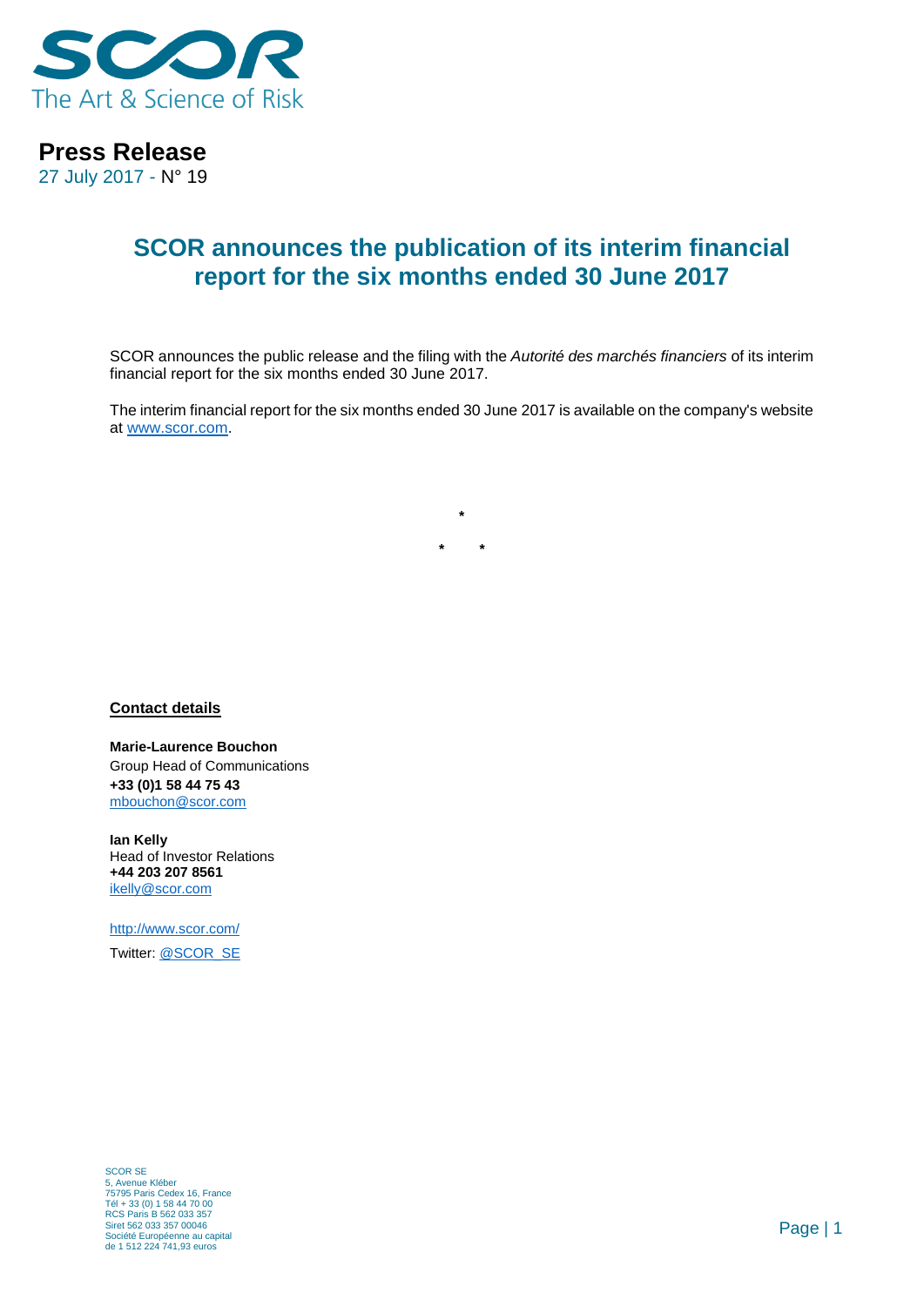**Press Release**

27 July 2017 - N° 19

# SCOR announces the publication of its interim financial report for the six months ended 30 June 2017

SCOR announces the public release and the filing with the *Autorité des marchés financiers* of its interim financial report for the six months ended 30 June 2017.

The interim financial report for the six months ended 30 June 2017 is available on the company's website at [www.scor.com](http://www.scor.com).

\*

\* \*

**Contact details**

**Marie-Laurence Bouchon**
Group Head of Communications
**+33 (0)1 58 44 75 43**
[mbouchon@scor.com](mailto:mbouchon@scor.com)

**Ian Kelly**
Head of Investor Relations
**+44 203 207 8561**
[ikelly@scor.com](mailto:ikelly@scor.com)

[http://www.scor.com/](http://www.scor.com/)

Twitter: [@SCOR_SE](https://twitter.com/SCOR_SE)

SCOR SE
5, Avenue Kléber
75795 Paris Cedex 16, France
Tél + 33 (0) 1 58 44 70 00
RCS Paris B 562 033 357
Siret 562 033 357 00046
Société Européenne au capital
de 1 512 224 741,93 euros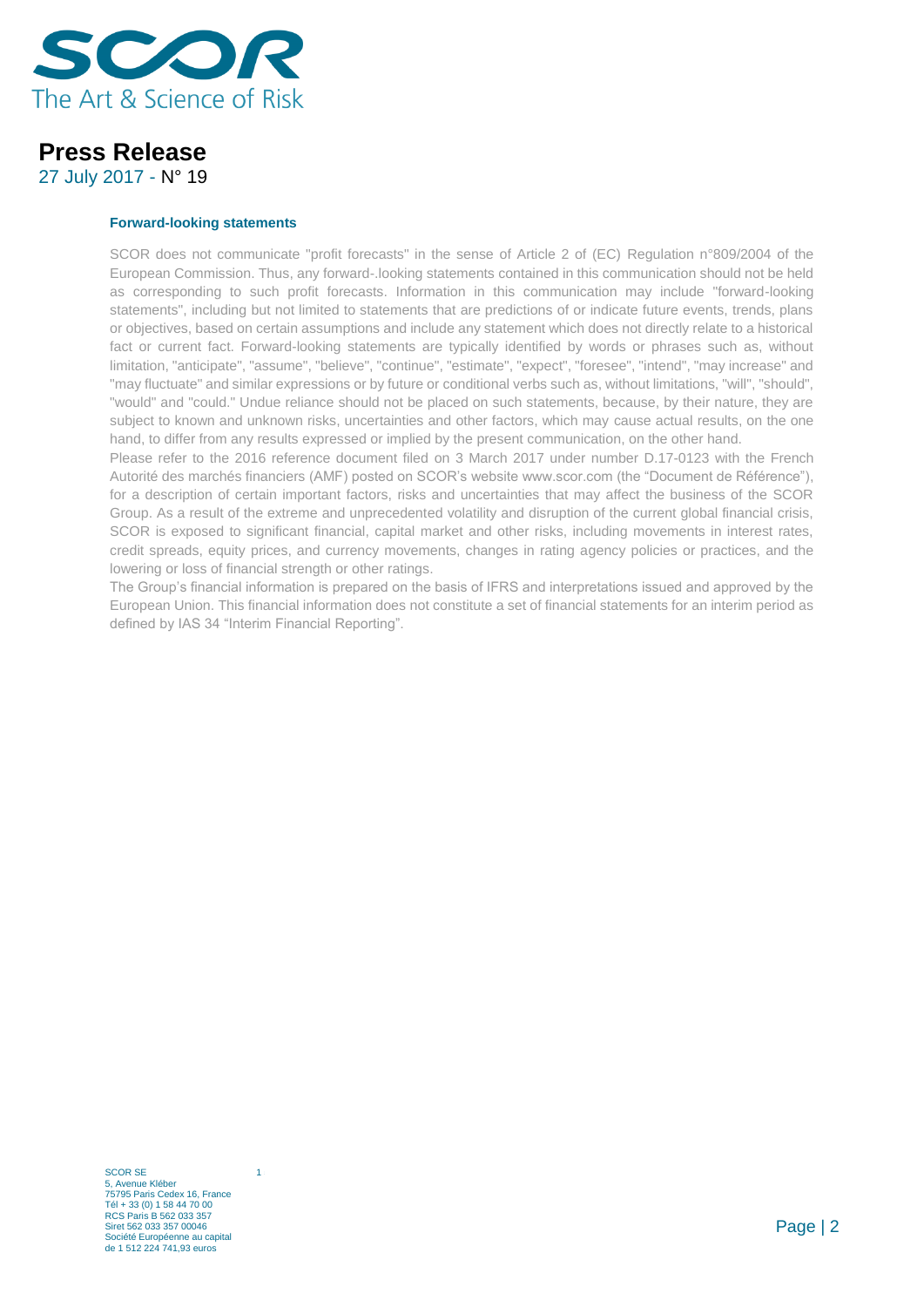**Forward-looking statements**

SCOR does not communicate "profit forecasts" in the sense of Article 2 of (EC) Regulation n°809/2004 of the European Commission. Thus, any forward-.looking statements contained in this communication should not be held as corresponding to such profit forecasts. Information in this communication may include "forward-looking statements", including but not limited to statements that are predictions of or indicate future events, trends, plans or objectives, based on certain assumptions and include any statement which does not directly relate to a historical fact or current fact. Forward-looking statements are typically identified by words or phrases such as, without limitation, "anticipate", "assume", "believe", "continue", "estimate", "expect", "foresee", "intend", "may increase" and "may fluctuate" and similar expressions or by future or conditional verbs such as, without limitations, "will", "should", "would" and "could." Undue reliance should not be placed on such statements, because, by their nature, they are subject to known and unknown risks, uncertainties and other factors, which may cause actual results, on the one hand, to differ from any results expressed or implied by the present communication, on the other hand.

Please refer to the 2016 reference document filed on 3 March 2017 under number D.17-0123 with the French Autorité des marchés financiers (AMF) posted on SCOR's website www.scor.com (the "Document de Référence"), for a description of certain important factors, risks and uncertainties that may affect the business of the SCOR Group. As a result of the extreme and unprecedented volatility and disruption of the current global financial crisis, SCOR is exposed to significant financial, capital market and other risks, including movements in interest rates, credit spreads, equity prices, and currency movements, changes in rating agency policies or practices, and the lowering or loss of financial strength or other ratings.

The Group's financial information is prepared on the basis of IFRS and interpretations issued and approved by the European Union. This financial information does not constitute a set of financial statements for an interim period as defined by IAS 34 "Interim Financial Reporting".

SCOR SE
5, Avenue Kléber
75795 Paris Cedex 16, France
Tél + 33 (0) 1 58 44 70 00
RCS Paris B 562 033 357
Siret 562 033 357 00046
Société Européenne au capital
de 1 512 224 741,93 euros